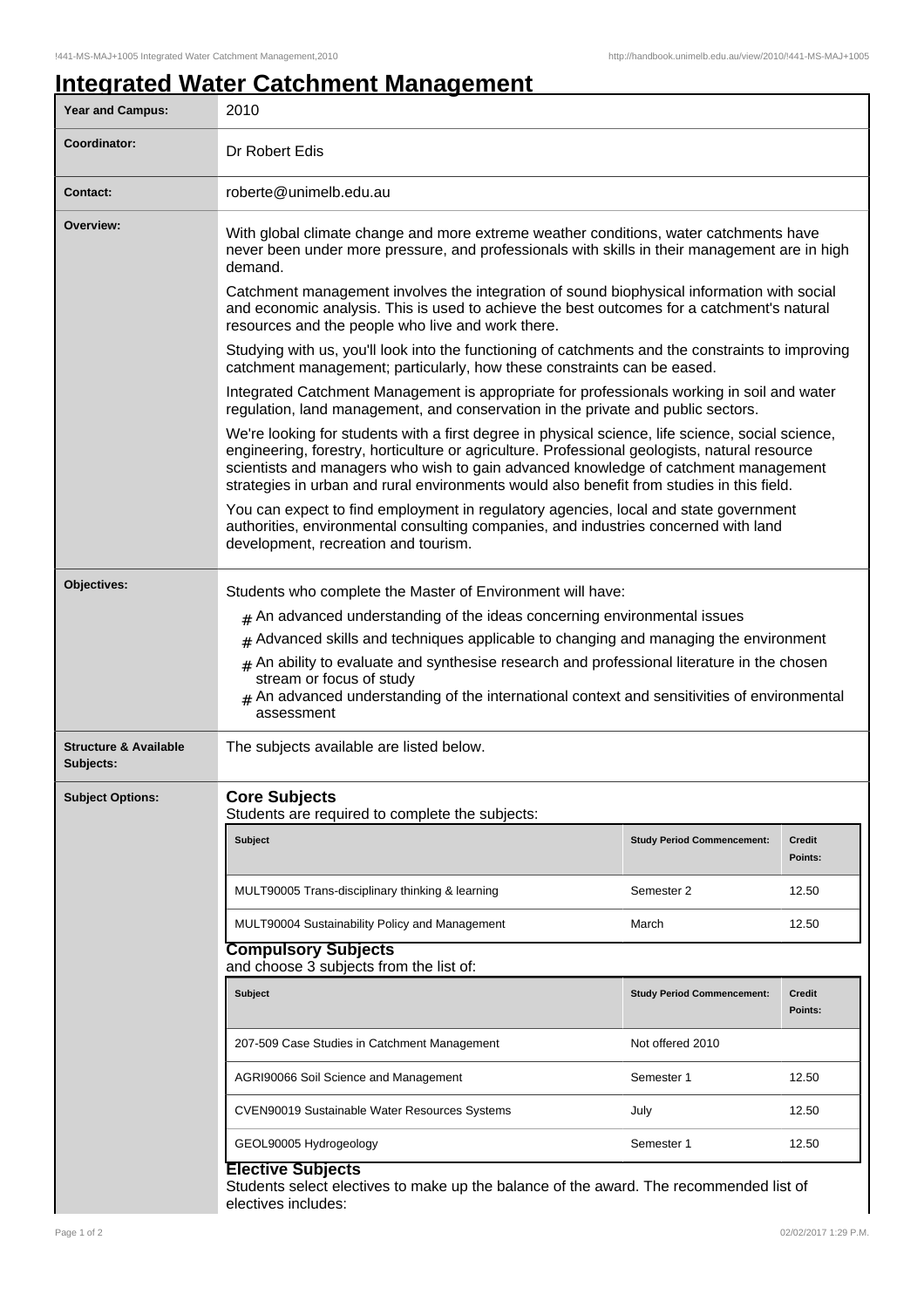# Integrated Water Catchment Management

| | |
|---|---|
| **Year and Campus:** | 2010 |
| **Coordinator:** | Dr Robert Edis |
| **Contact:** | roberte@unimelb.edu.au |

**Overview:**

With global climate change and more extreme weather conditions, water catchments have never been under more pressure, and professionals with skills in their management are in high demand.

Catchment management involves the integration of sound biophysical information with social and economic analysis. This is used to achieve the best outcomes for a catchment's natural resources and the people who live and work there.

Studying with us, you'll look into the functioning of catchments and the constraints to improving catchment management; particularly, how these constraints can be eased.

Integrated Catchment Management is appropriate for professionals working in soil and water regulation, land management, and conservation in the private and public sectors.

We're looking for students with a first degree in physical science, life science, social science, engineering, forestry, horticulture or agriculture. Professional geologists, natural resource scientists and managers who wish to gain advanced knowledge of catchment management strategies in urban and rural environments would also benefit from studies in this field.

You can expect to find employment in regulatory agencies, local and state government authorities, environmental consulting companies, and industries concerned with land development, recreation and tourism.

**Objectives:**

Students who complete the Master of Environment will have:

- An advanced understanding of the ideas concerning environmental issues
- Advanced skills and techniques applicable to changing and managing the environment
- An ability to evaluate and synthesise research and professional literature in the chosen stream or focus of study
- An advanced understanding of the international context and sensitivities of environmental assessment

**Structure & Available Subjects:**

The subjects available are listed below.

**Subject Options:**

## Core Subjects

Students are required to complete the subjects:

| Subject | Study Period Commencement: | Credit Points: |
|---|---|---|
| MULT90005 Trans-disciplinary thinking & learning | Semester 2 | 12.50 |
| MULT90004 Sustainability Policy and Management | March | 12.50 |

## Compulsory Subjects

and choose 3 subjects from the list of:

| Subject | Study Period Commencement: | Credit Points: |
|---|---|---|
| 207-509 Case Studies in Catchment Management | Not offered 2010 | |
| AGRI90066 Soil Science and Management | Semester 1 | 12.50 |
| CVEN90019 Sustainable Water Resources Systems | July | 12.50 |
| GEOL90005 Hydrogeology | Semester 1 | 12.50 |

## Elective Subjects

Students select electives to make up the balance of the award. The recommended list of electives includes: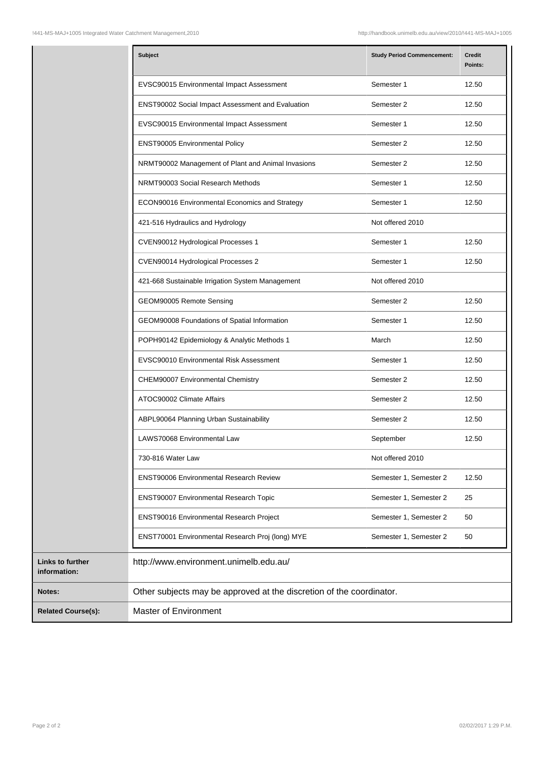| Subject | Study Period Commencement: | Credit Points: |
| --- | --- | --- |
| EVSC90015 Environmental Impact Assessment | Semester 1 | 12.50 |
| ENST90002 Social Impact Assessment and Evaluation | Semester 2 | 12.50 |
| EVSC90015 Environmental Impact Assessment | Semester 1 | 12.50 |
| ENST90005 Environmental Policy | Semester 2 | 12.50 |
| NRMT90002 Management of Plant and Animal Invasions | Semester 2 | 12.50 |
| NRMT90003 Social Research Methods | Semester 1 | 12.50 |
| ECON90016 Environmental Economics and Strategy | Semester 1 | 12.50 |
| 421-516 Hydraulics and Hydrology | Not offered 2010 | |
| CVEN90012 Hydrological Processes 1 | Semester 1 | 12.50 |
| CVEN90014 Hydrological Processes 2 | Semester 1 | 12.50 |
| 421-668 Sustainable Irrigation System Management | Not offered 2010 | |
| GEOM90005 Remote Sensing | Semester 2 | 12.50 |
| GEOM90008 Foundations of Spatial Information | Semester 1 | 12.50 |
| POPH90142 Epidemiology & Analytic Methods 1 | March | 12.50 |
| EVSC90010 Environmental Risk Assessment | Semester 1 | 12.50 |
| CHEM90007 Environmental Chemistry | Semester 2 | 12.50 |
| ATOC90002 Climate Affairs | Semester 2 | 12.50 |
| ABPL90064 Planning Urban Sustainability | Semester 2 | 12.50 |
| LAWS70068 Environmental Law | September | 12.50 |
| 730-816 Water Law | Not offered 2010 | |
| ENST90006 Environmental Research Review | Semester 1, Semester 2 | 12.50 |
| ENST90007 Environmental Research Topic | Semester 1, Semester 2 | 25 |
| ENST90016 Environmental Research Project | Semester 1, Semester 2 | 50 |
| ENST70001 Environmental Research Proj (long) MYE | Semester 1, Semester 2 | 50 |

| | |
| --- | --- |
| **Links to further information:** | http://www.environment.unimelb.edu.au/ |
| **Notes:** | Other subjects may be approved at the discretion of the coordinator. |
| **Related Course(s):** | Master of Environment |